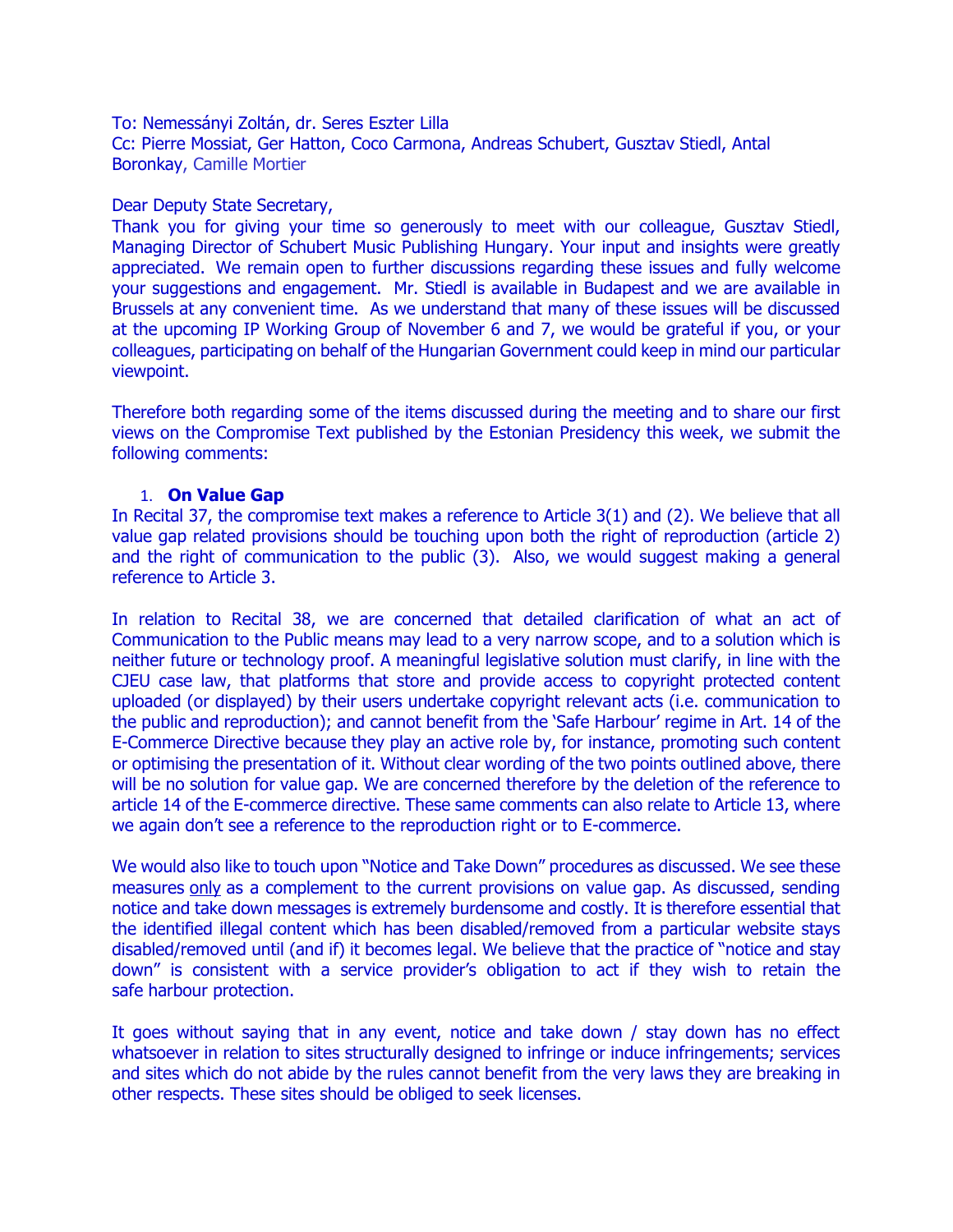To: Nemessányi Zoltán, dr. Seres Eszter Lilla
Cc: Pierre Mossiat, Ger Hatton, Coco Carmona, Andreas Schubert, Gusztav Stiedl, Antal Boronkay, Camille Mortier

Dear Deputy State Secretary,

Thank you for giving your time so generously to meet with our colleague, Gusztav Stiedl, Managing Director of Schubert Music Publishing Hungary. Your input and insights were greatly appreciated. We remain open to further discussions regarding these issues and fully welcome your suggestions and engagement. Mr. Stiedl is available in Budapest and we are available in Brussels at any convenient time. As we understand that many of these issues will be discussed at the upcoming IP Working Group of November 6 and 7, we would be grateful if you, or your colleagues, participating on behalf of the Hungarian Government could keep in mind our particular viewpoint.

Therefore both regarding some of the items discussed during the meeting and to share our first views on the Compromise Text published by the Estonian Presidency this week, we submit the following comments:

1. **On Value Gap**

In Recital 37, the compromise text makes a reference to Article 3(1) and (2). We believe that all value gap related provisions should be touching upon both the right of reproduction (article 2) and the right of communication to the public (3). Also, we would suggest making a general reference to Article 3.

In relation to Recital 38, we are concerned that detailed clarification of what an act of Communication to the Public means may lead to a very narrow scope, and to a solution which is neither future or technology proof. A meaningful legislative solution must clarify, in line with the CJEU case law, that platforms that store and provide access to copyright protected content uploaded (or displayed) by their users undertake copyright relevant acts (i.e. communication to the public and reproduction); and cannot benefit from the 'Safe Harbour' regime in Art. 14 of the E-Commerce Directive because they play an active role by, for instance, promoting such content or optimising the presentation of it. Without clear wording of the two points outlined above, there will be no solution for value gap. We are concerned therefore by the deletion of the reference to article 14 of the E-commerce directive. These same comments can also relate to Article 13, where we again don't see a reference to the reproduction right or to E-commerce.

We would also like to touch upon "Notice and Take Down" procedures as discussed. We see these measures <u>only</u> as a complement to the current provisions on value gap. As discussed, sending notice and take down messages is extremely burdensome and costly. It is therefore essential that the identified illegal content which has been disabled/removed from a particular website stays disabled/removed until (and if) it becomes legal. We believe that the practice of "notice and stay down" is consistent with a service provider's obligation to act if they wish to retain the safe harbour protection.

It goes without saying that in any event, notice and take down / stay down has no effect whatsoever in relation to sites structurally designed to infringe or induce infringements; services and sites which do not abide by the rules cannot benefit from the very laws they are breaking in other respects. These sites should be obliged to seek licenses.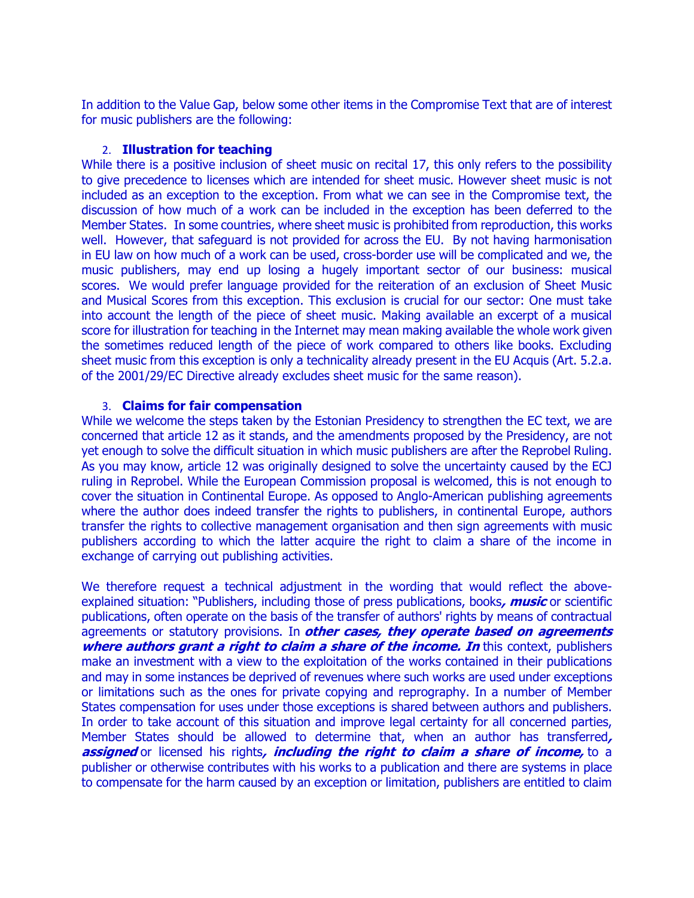In addition to the Value Gap, below some other items in the Compromise Text that are of interest for music publishers are the following:

2. **Illustration for teaching**

While there is a positive inclusion of sheet music on recital 17, this only refers to the possibility to give precedence to licenses which are intended for sheet music. However sheet music is not included as an exception to the exception. From what we can see in the Compromise text, the discussion of how much of a work can be included in the exception has been deferred to the Member States. In some countries, where sheet music is prohibited from reproduction, this works well. However, that safeguard is not provided for across the EU. By not having harmonisation in EU law on how much of a work can be used, cross-border use will be complicated and we, the music publishers, may end up losing a hugely important sector of our business: musical scores. We would prefer language provided for the reiteration of an exclusion of Sheet Music and Musical Scores from this exception. This exclusion is crucial for our sector: One must take into account the length of the piece of sheet music. Making available an excerpt of a musical score for illustration for teaching in the Internet may mean making available the whole work given the sometimes reduced length of the piece of work compared to others like books. Excluding sheet music from this exception is only a technicality already present in the EU Acquis (Art. 5.2.a. of the 2001/29/EC Directive already excludes sheet music for the same reason).

3. **Claims for fair compensation**

While we welcome the steps taken by the Estonian Presidency to strengthen the EC text, we are concerned that article 12 as it stands, and the amendments proposed by the Presidency, are not yet enough to solve the difficult situation in which music publishers are after the Reprobel Ruling. As you may know, article 12 was originally designed to solve the uncertainty caused by the ECJ ruling in Reprobel. While the European Commission proposal is welcomed, this is not enough to cover the situation in Continental Europe. As opposed to Anglo-American publishing agreements where the author does indeed transfer the rights to publishers, in continental Europe, authors transfer the rights to collective management organisation and then sign agreements with music publishers according to which the latter acquire the right to claim a share of the income in exchange of carrying out publishing activities.

We therefore request a technical adjustment in the wording that would reflect the above-explained situation: "Publishers, including those of press publications, books***, music*** or scientific publications, often operate on the basis of the transfer of authors' rights by means of contractual agreements or statutory provisions. In ***other cases, they operate based on agreements where authors grant a right to claim a share of the income. In*** this context, publishers make an investment with a view to the exploitation of the works contained in their publications and may in some instances be deprived of revenues where such works are used under exceptions or limitations such as the ones for private copying and reprography. In a number of Member States compensation for uses under those exceptions is shared between authors and publishers. In order to take account of this situation and improve legal certainty for all concerned parties, Member States should be allowed to determine that, when an author has transferred***, assigned*** or licensed his rights***, including the right to claim a share of income,*** to a publisher or otherwise contributes with his works to a publication and there are systems in place to compensate for the harm caused by an exception or limitation, publishers are entitled to claim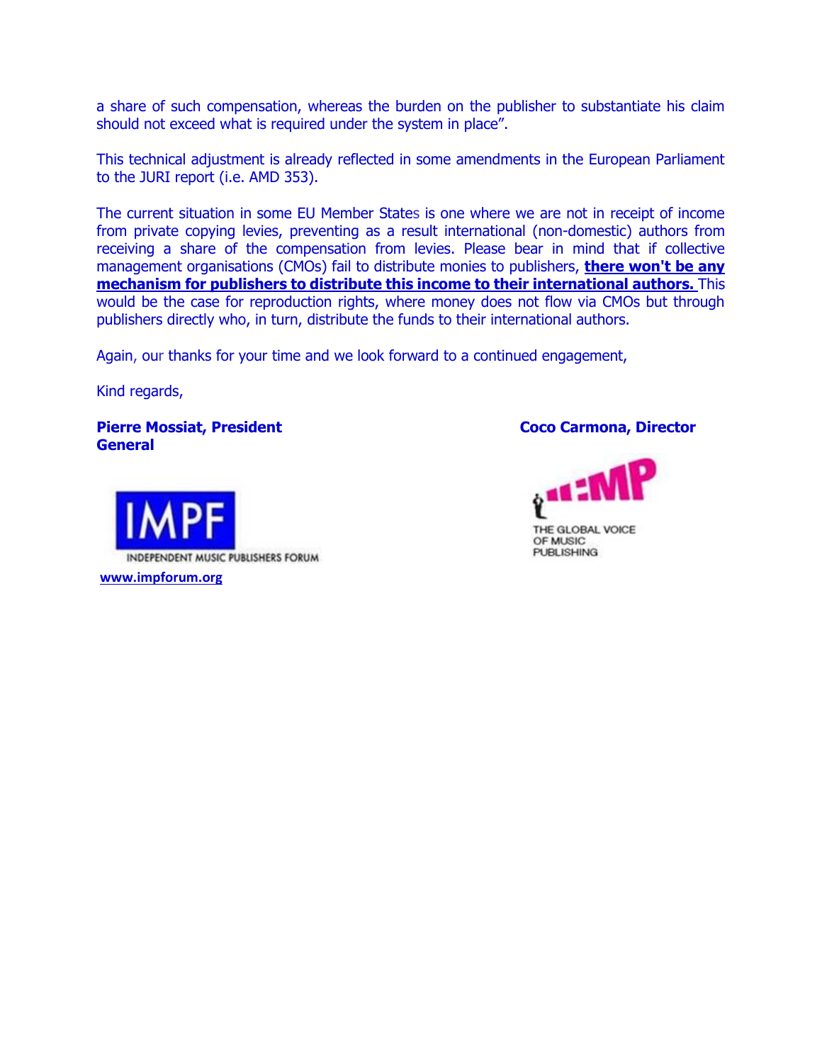a share of such compensation, whereas the burden on the publisher to substantiate his claim should not exceed what is required under the system in place".

This technical adjustment is already reflected in some amendments in the European Parliament to the JURI report (i.e. AMD 353).

The current situation in some EU Member States is one where we are not in receipt of income from private copying levies, preventing as a result international (non-domestic) authors from receiving a share of the compensation from levies. Please bear in mind that if collective management organisations (CMOs) fail to distribute monies to publishers, **there won't be any mechanism for publishers to distribute this income to their international authors.** This would be the case for reproduction rights, where money does not flow via CMOs but through publishers directly who, in turn, distribute the funds to their international authors.

Again, our thanks for your time and we look forward to a continued engagement,

Kind regards,

**Pierre Mossiat, President**

**Coco Carmona, Director General**

IMPF
INDEPENDENT MUSIC PUBLISHERS FORUM

**www.impforum.org**

ICMP
THE GLOBAL VOICE OF MUSIC PUBLISHING